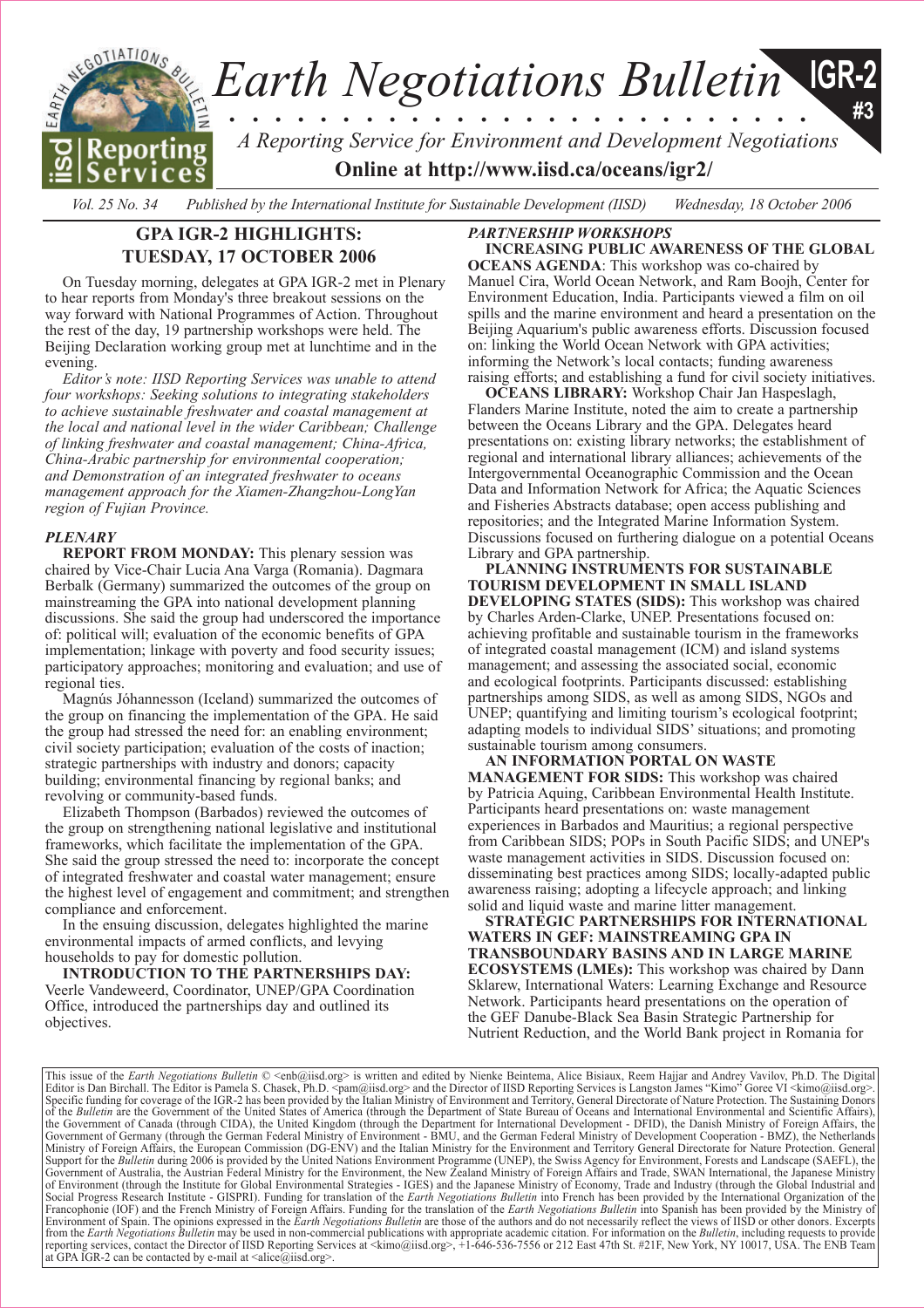# Earth Negotiations Bulletin

**IGR-2 #3**

*A Reporting Service for Environment and Development Negotiations*

**Online at http://www.iisd.ca/oceans/igr2/**

*Vol. 25 No. 34 Published by the International Institute for Sustainable Development (IISD) Wednesday, 18 October 2006*

## GPA IGR-2 HIGHLIGHTS: TUESDAY, 17 OCTOBER 2006

On Tuesday morning, delegates at GPA IGR-2 met in Plenary to hear reports from Monday's three breakout sessions on the way forward with National Programmes of Action. Throughout the rest of the day, 19 partnership workshops were held. The Beijing Declaration working group met at lunchtime and in the evening.

*Editor's note: IISD Reporting Services was unable to attend four workshops: Seeking solutions to integrating stakeholders to achieve sustainable freshwater and coastal management at the local and national level in the wider Caribbean; Challenge of linking freshwater and coastal management; China-Africa, China-Arabic partnership for environmental cooperation; and Demonstration of an integrated freshwater to oceans management approach for the Xiamen-Zhangzhou-LongYan region of Fujian Province.*

### *PLENARY*

**REPORT FROM MONDAY:** This plenary session was chaired by Vice-Chair Lucia Ana Varga (Romania). Dagmara Berbalk (Germany) summarized the outcomes of the group on mainstreaming the GPA into national development planning discussions. She said the group had underscored the importance of: political will; evaluation of the economic benefits of GPA implementation; linkage with poverty and food security issues; participatory approaches; monitoring and evaluation; and use of regional ties.

Magnús Jóhannesson (Iceland) summarized the outcomes of the group on financing the implementation of the GPA. He said the group had stressed the need for: an enabling environment; civil society participation; evaluation of the costs of inaction; strategic partnerships with industry and donors; capacity building; environmental financing by regional banks; and revolving or community-based funds.

Elizabeth Thompson (Barbados) reviewed the outcomes of the group on strengthening national legislative and institutional frameworks, which facilitate the implementation of the GPA. She said the group stressed the need to: incorporate the concept of integrated freshwater and coastal water management; ensure the highest level of engagement and commitment; and strengthen compliance and enforcement.

In the ensuing discussion, delegates highlighted the marine environmental impacts of armed conflicts, and levying households to pay for domestic pollution.

**INTRODUCTION TO THE PARTNERSHIPS DAY:** Veerle Vandeweerd, Coordinator, UNEP/GPA Coordination Office, introduced the partnerships day and outlined its objectives.

### *PARTNERSHIP WORKSHOPS*

**INCREASING PUBLIC AWARENESS OF THE GLOBAL OCEANS AGENDA**: This workshop was co-chaired by Manuel Cira, World Ocean Network, and Ram Boojh, Center for Environment Education, India. Participants viewed a film on oil spills and the marine environment and heard a presentation on the Beijing Aquarium's public awareness efforts. Discussion focused on: linking the World Ocean Network with GPA activities; informing the Network's local contacts; funding awareness raising efforts; and establishing a fund for civil society initiatives.

**OCEANS LIBRARY:** Workshop Chair Jan Haspeslagh, Flanders Marine Institute, noted the aim to create a partnership between the Oceans Library and the GPA. Delegates heard presentations on: existing library networks; the establishment of regional and international library alliances; achievements of the Intergovernmental Oceanographic Commission and the Ocean Data and Information Network for Africa; the Aquatic Sciences and Fisheries Abstracts database; open access publishing and repositories; and the Integrated Marine Information System. Discussions focused on furthering dialogue on a potential Oceans Library and GPA partnership.

**PLANNING INSTRUMENTS FOR SUSTAINABLE TOURISM DEVELOPMENT IN SMALL ISLAND DEVELOPING STATES (SIDS):** This workshop was chaired by Charles Arden-Clarke, UNEP. Presentations focused on: achieving profitable and sustainable tourism in the frameworks of integrated coastal management (ICM) and island systems management; and assessing the associated social, economic and ecological footprints. Participants discussed: establishing partnerships among SIDS, as well as among SIDS, NGOs and UNEP; quantifying and limiting tourism's ecological footprint; adapting models to individual SIDS' situations; and promoting sustainable tourism among consumers.

**AN INFORMATION PORTAL ON WASTE MANAGEMENT FOR SIDS:** This workshop was chaired by Patricia Aquing, Caribbean Environmental Health Institute. Participants heard presentations on: waste management experiences in Barbados and Mauritius; a regional perspective from Caribbean SIDS; POPs in South Pacific SIDS; and UNEP's waste management activities in SIDS. Discussion focused on: disseminating best practices among SIDS; locally-adapted public awareness raising; adopting a lifecycle approach; and linking solid and liquid waste and marine litter management.

**STRATEGIC PARTNERSHIPS FOR INTERNATIONAL WATERS IN GEF: MAINSTREAMING GPA IN TRANSBOUNDARY BASINS AND IN LARGE MARINE ECOSYSTEMS (LMEs):** This workshop was chaired by Dann Sklarew, International Waters: Learning Exchange and Resource Network. Participants heard presentations on the operation of the GEF Danube-Black Sea Basin Strategic Partnership for Nutrient Reduction, and the World Bank project in Romania for

This issue of the *Earth Negotiations Bulletin* © <enb@iisd.org> is written and edited by Nienke Beintema, Alice Bisiaux, Reem Hajjar and Andrey Vavilov, Ph.D. The Digital Editor is Dan Birchall. The Editor is Pamela S. Chasek, Ph.D. <pam@iisd.org> and the Director of IISD Reporting Services is Langston James "Kimo" Goree VI <kimo@iisd.org>. Specific funding for coverage of the IGR-2 has been provided by the Italian Ministry of Environment and Territory, General Directorate of Nature Protection. The Sustaining Donors of the *Bulletin* are the Government of the United States of America (through the Department of State Bureau of Oceans and International Environmental and Scientific Affairs), the Government of Canada (through CIDA), the United Kingdom (through the Department for International Development - DFID), the Danish Ministry of Foreign Affairs, the Government of Germany (through the German Federal Ministry of Environment - BMU, and the German Federal Ministry of Development Cooperation - BMZ), the Netherlands Ministry of Foreign Affairs, the European Commission (DG-ENV) and the Italian Ministry for the Environment and Territory General Directorate for Nature Protection. General Support for the *Bulletin* during 2006 is provided by the United Nations Environment Programme (UNEP), the Swiss Agency for Environment, Forests and Landscape (SAEFL), the Government of Australia, the Austrian Federal Ministry for the Environment, the New Zealand Ministry of Foreign Affairs and Trade, SWAN International, the Japanese Ministry of Environment (through the Institute for Global Environmental Strategies - IGES) and the Japanese Ministry of Economy, Trade and Industry (through the Global Industrial and Social Progress Research Institute - GISPRI). Funding for translation of the *Earth Negotiations Bulletin* into French has been provided by the International Organization of the Francophonie (IOF) and the French Ministry of Foreign Affairs. Funding for the translation of the *Earth Negotiations Bulletin* into Spanish has been provided by the Ministry of Environment of Spain. The opinions expressed in the *Earth Negotiations Bulletin* are those of the authors and do not necessarily reflect the views of IISD or other donors. Excerpts from the *Earth Negotiations Bulletin* may be used in non-commercial publications with appropriate academic citation. For information on the *Bulletin*, including requests to provide reporting services, contact the Director of IISD Reporting Services at <kimo@iisd.org>, +1-646-536-7556 or 212 East 47th St. #21F, New York, NY 10017, USA. The ENB Team at GPA IGR-2 can be contacted by e-mail at <alice@iisd.org>.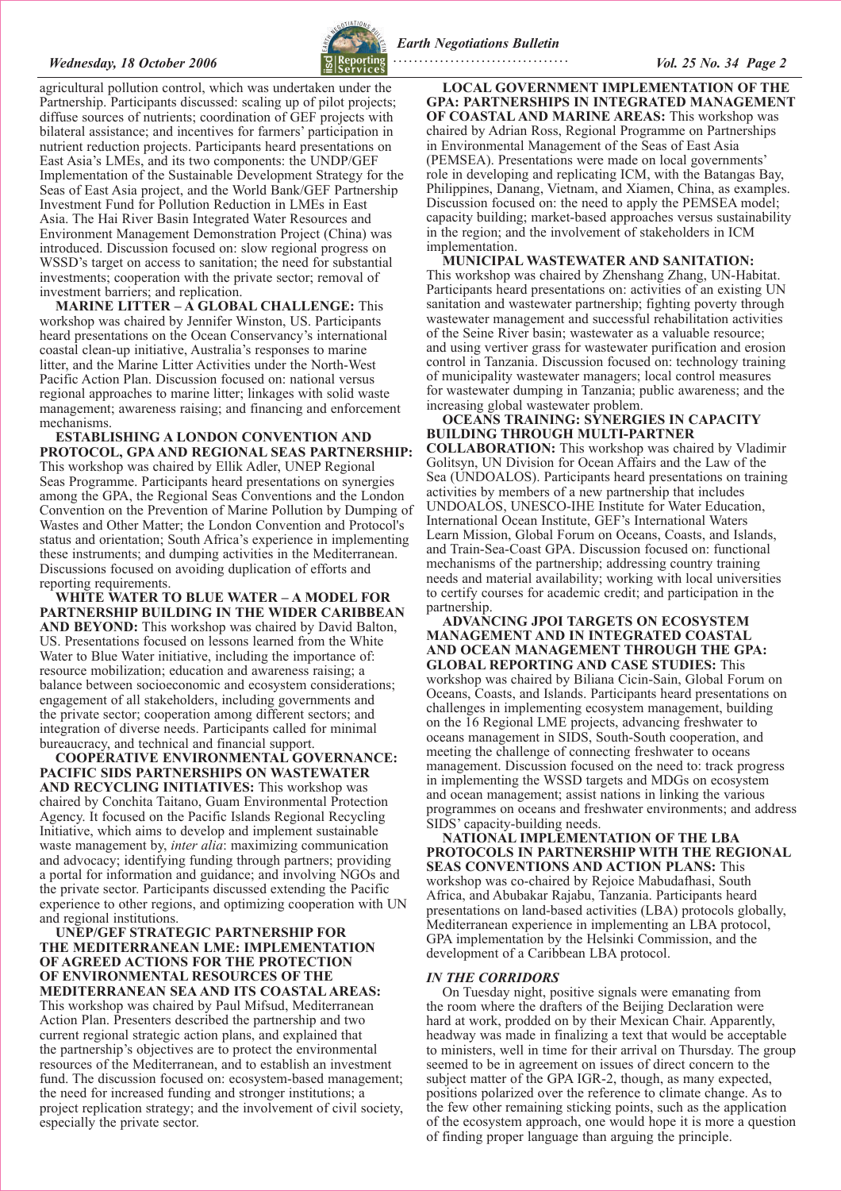agricultural pollution control, which was undertaken under the Partnership. Participants discussed: scaling up of pilot projects; diffuse sources of nutrients; coordination of GEF projects with bilateral assistance; and incentives for farmers' participation in nutrient reduction projects. Participants heard presentations on East Asia's LMEs, and its two components: the UNDP/GEF Implementation of the Sustainable Development Strategy for the Seas of East Asia project, and the World Bank/GEF Partnership Investment Fund for Pollution Reduction in LMEs in East Asia. The Hai River Basin Integrated Water Resources and Environment Management Demonstration Project (China) was introduced. Discussion focused on: slow regional progress on WSSD's target on access to sanitation; the need for substantial investments; cooperation with the private sector; removal of investment barriers; and replication.

**MARINE LITTER – A GLOBAL CHALLENGE:** This workshop was chaired by Jennifer Winston, US. Participants heard presentations on the Ocean Conservancy's international coastal clean-up initiative, Australia's responses to marine litter, and the Marine Litter Activities under the North-West Pacific Action Plan. Discussion focused on: national versus regional approaches to marine litter; linkages with solid waste management; awareness raising; and financing and enforcement mechanisms.

**ESTABLISHING A LONDON CONVENTION AND PROTOCOL, GPA AND REGIONAL SEAS PARTNERSHIP:** This workshop was chaired by Ellik Adler, UNEP Regional Seas Programme. Participants heard presentations on synergies among the GPA, the Regional Seas Conventions and the London Convention on the Prevention of Marine Pollution by Dumping of Wastes and Other Matter; the London Convention and Protocol's status and orientation; South Africa's experience in implementing these instruments; and dumping activities in the Mediterranean. Discussions focused on avoiding duplication of efforts and reporting requirements.

**WHITE WATER TO BLUE WATER – A MODEL FOR PARTNERSHIP BUILDING IN THE WIDER CARIBBEAN AND BEYOND:** This workshop was chaired by David Balton, US. Presentations focused on lessons learned from the White Water to Blue Water initiative, including the importance of: resource mobilization; education and awareness raising; a balance between socioeconomic and ecosystem considerations; engagement of all stakeholders, including governments and the private sector; cooperation among different sectors; and integration of diverse needs. Participants called for minimal bureaucracy, and technical and financial support.

**COOPERATIVE ENVIRONMENTAL GOVERNANCE: PACIFIC SIDS PARTNERSHIPS ON WASTEWATER AND RECYCLING INITIATIVES:** This workshop was chaired by Conchita Taitano, Guam Environmental Protection Agency. It focused on the Pacific Islands Regional Recycling Initiative, which aims to develop and implement sustainable waste management by, *inter alia*: maximizing communication and advocacy; identifying funding through partners; providing a portal for information and guidance; and involving NGOs and the private sector. Participants discussed extending the Pacific experience to other regions, and optimizing cooperation with UN and regional institutions.

**UNEP/GEF STRATEGIC PARTNERSHIP FOR THE MEDITERRANEAN LME: IMPLEMENTATION OF AGREED ACTIONS FOR THE PROTECTION OF ENVIRONMENTAL RESOURCES OF THE MEDITERRANEAN SEA AND ITS COASTAL AREAS:** This workshop was chaired by Paul Mifsud, Mediterranean Action Plan. Presenters described the partnership and two current regional strategic action plans, and explained that the partnership's objectives are to protect the environmental resources of the Mediterranean, and to establish an investment fund. The discussion focused on: ecosystem-based management; the need for increased funding and stronger institutions; a project replication strategy; and the involvement of civil society, especially the private sector.

**LOCAL GOVERNMENT IMPLEMENTATION OF THE GPA: PARTNERSHIPS IN INTEGRATED MANAGEMENT OF COASTAL AND MARINE AREAS:** This workshop was chaired by Adrian Ross, Regional Programme on Partnerships in Environmental Management of the Seas of East Asia (PEMSEA). Presentations were made on local governments' role in developing and replicating ICM, with the Batangas Bay, Philippines, Danang, Vietnam, and Xiamen, China, as examples. Discussion focused on: the need to apply the PEMSEA model; capacity building; market-based approaches versus sustainability in the region; and the involvement of stakeholders in ICM implementation.

**MUNICIPAL WASTEWATER AND SANITATION:** This workshop was chaired by Zhenshang Zhang, UN-Habitat. Participants heard presentations on: activities of an existing UN sanitation and wastewater partnership; fighting poverty through wastewater management and successful rehabilitation activities of the Seine River basin; wastewater as a valuable resource; and using vertiver grass for wastewater purification and erosion control in Tanzania. Discussion focused on: technology training of municipality wastewater managers; local control measures for wastewater dumping in Tanzania; public awareness; and the increasing global wastewater problem.

**OCEANS TRAINING: SYNERGIES IN CAPACITY BUILDING THROUGH MULTI-PARTNER COLLABORATION:** This workshop was chaired by Vladimir Golitsyn, UN Division for Ocean Affairs and the Law of the Sea (UNDOALOS). Participants heard presentations on training activities by members of a new partnership that includes UNDOALOS, UNESCO-IHE Institute for Water Education, International Ocean Institute, GEF's International Waters Learn Mission, Global Forum on Oceans, Coasts, and Islands, and Train-Sea-Coast GPA. Discussion focused on: functional mechanisms of the partnership; addressing country training needs and material availability; working with local universities to certify courses for academic credit; and participation in the partnership.

**ADVANCING JPOI TARGETS ON ECOSYSTEM MANAGEMENT AND IN INTEGRATED COASTAL AND OCEAN MANAGEMENT THROUGH THE GPA: GLOBAL REPORTING AND CASE STUDIES:** This workshop was chaired by Biliana Cicin-Sain, Global Forum on Oceans, Coasts, and Islands. Participants heard presentations on challenges in implementing ecosystem management, building on the 16 Regional LME projects, advancing freshwater to oceans management in SIDS, South-South cooperation, and meeting the challenge of connecting freshwater to oceans management. Discussion focused on the need to: track progress in implementing the WSSD targets and MDGs on ecosystem and ocean management; assist nations in linking the various programmes on oceans and freshwater environments; and address SIDS' capacity-building needs.

**NATIONAL IMPLEMENTATION OF THE LBA PROTOCOLS IN PARTNERSHIP WITH THE REGIONAL SEAS CONVENTIONS AND ACTION PLANS:** This workshop was co-chaired by Rejoice Mabudafhasi, South Africa, and Abubakar Rajabu, Tanzania. Participants heard presentations on land-based activities (LBA) protocols globally, Mediterranean experience in implementing an LBA protocol, GPA implementation by the Helsinki Commission, and the development of a Caribbean LBA protocol.

### *IN THE CORRIDORS*

On Tuesday night, positive signals were emanating from the room where the drafters of the Beijing Declaration were hard at work, prodded on by their Mexican Chair. Apparently, headway was made in finalizing a text that would be acceptable to ministers, well in time for their arrival on Thursday. The group seemed to be in agreement on issues of direct concern to the subject matter of the GPA IGR-2, though, as many expected, positions polarized over the reference to climate change. As to the few other remaining sticking points, such as the application of the ecosystem approach, one would hope it is more a question of finding proper language than arguing the principle.